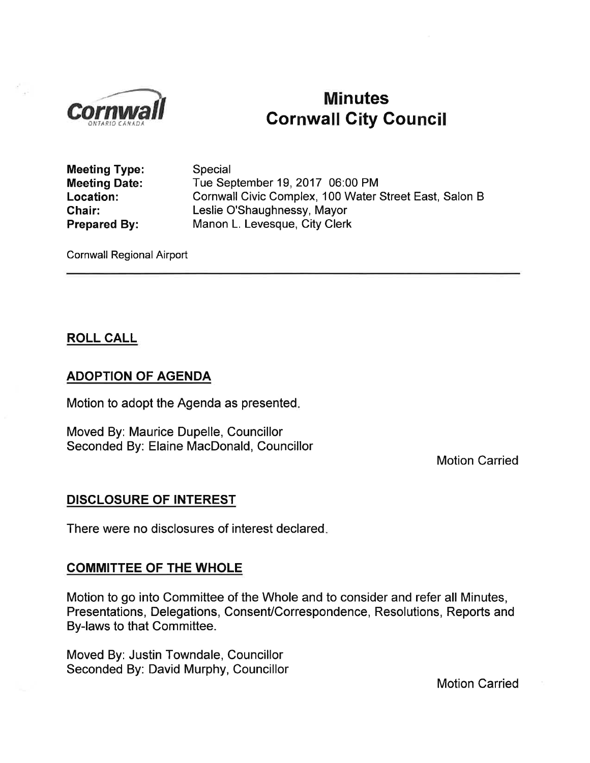# Minutes
# Cornwall City Council

**Meeting Type:** Special
**Meeting Date:** Tue September 19, 2017 06:00 PM
**Location:** Cornwall Civic Complex, 100 Water Street East, Salon B
**Chair:** Leslie O'Shaughnessy, Mayor
**Prepared By:** Manon L. Levesque, City Clerk

Cornwall Regional Airport

---

## ROLL CALL

## ADOPTION OF AGENDA

Motion to adopt the Agenda as presented.

Moved By: Maurice Dupelle, Councillor
Seconded By: Elaine MacDonald, Councillor

Motion Carried

## DISCLOSURE OF INTEREST

There were no disclosures of interest declared.

## COMMITTEE OF THE WHOLE

Motion to go into Committee of the Whole and to consider and refer all Minutes, Presentations, Delegations, Consent/Correspondence, Resolutions, Reports and By-laws to that Committee.

Moved By: Justin Towndale, Councillor
Seconded By: David Murphy, Councillor

Motion Carried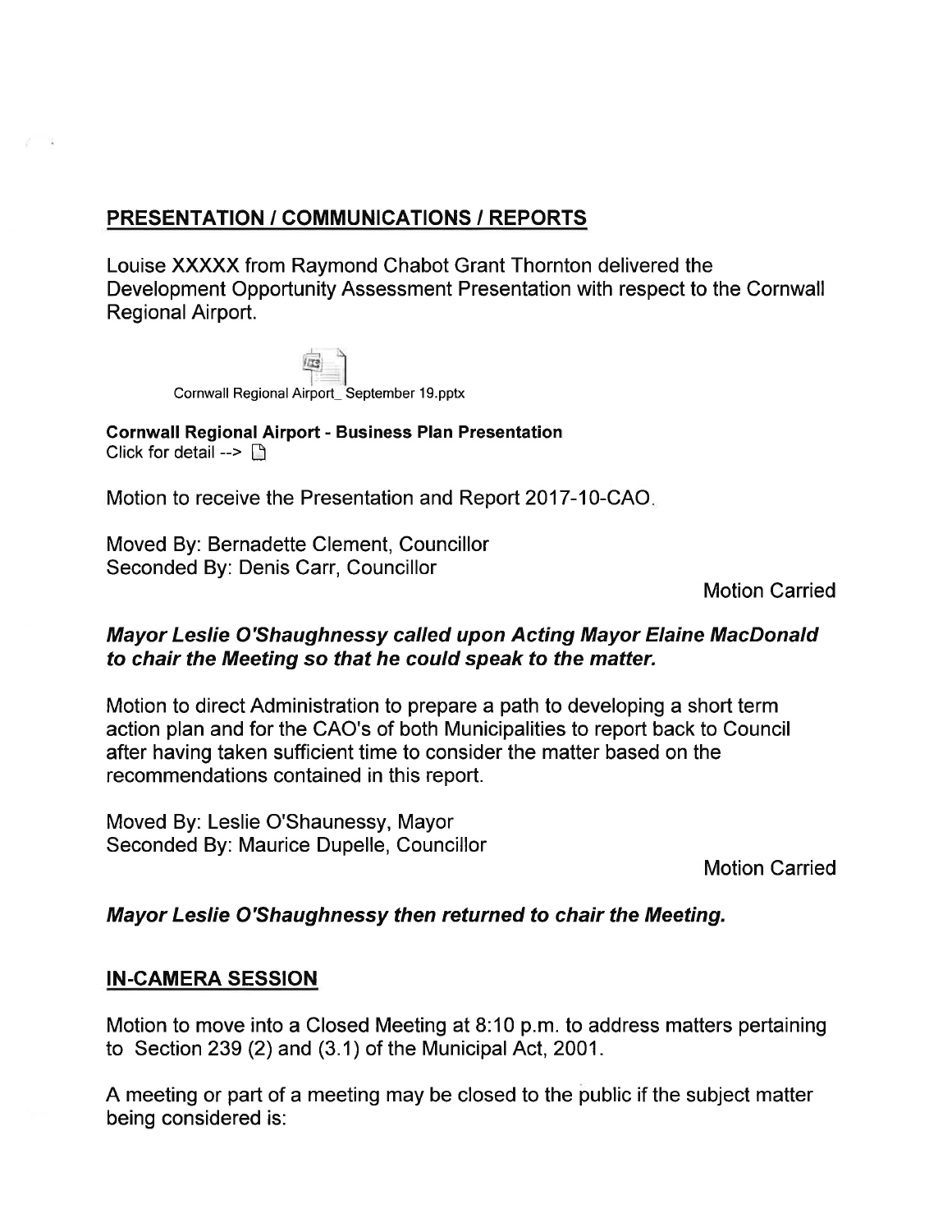## PRESENTATION / COMMUNICATIONS / REPORTS

Louise XXXXX from Raymond Chabot Grant Thornton delivered the Development Opportunity Assessment Presentation with respect to the Cornwall Regional Airport.

Cornwall Regional Airport_ September 19.pptx

**Cornwall Regional Airport - Business Plan Presentation**
Click for detail -->

Motion to receive the Presentation and Report 2017-10-CAO.

Moved By: Bernadette Clement, Councillor
Seconded By: Denis Carr, Councillor

Motion Carried

***Mayor Leslie O'Shaughnessy called upon Acting Mayor Elaine MacDonald to chair the Meeting so that he could speak to the matter.***

Motion to direct Administration to prepare a path to developing a short term action plan and for the CAO's of both Municipalities to report back to Council after having taken sufficient time to consider the matter based on the recommendations contained in this report.

Moved By: Leslie O'Shaunessy, Mayor
Seconded By: Maurice Dupelle, Councillor

Motion Carried

***Mayor Leslie O'Shaughnessy then returned to chair the Meeting.***

## IN-CAMERA SESSION

Motion to move into a Closed Meeting at 8:10 p.m. to address matters pertaining to Section 239 (2) and (3.1) of the Municipal Act, 2001.

A meeting or part of a meeting may be closed to the public if the subject matter being considered is: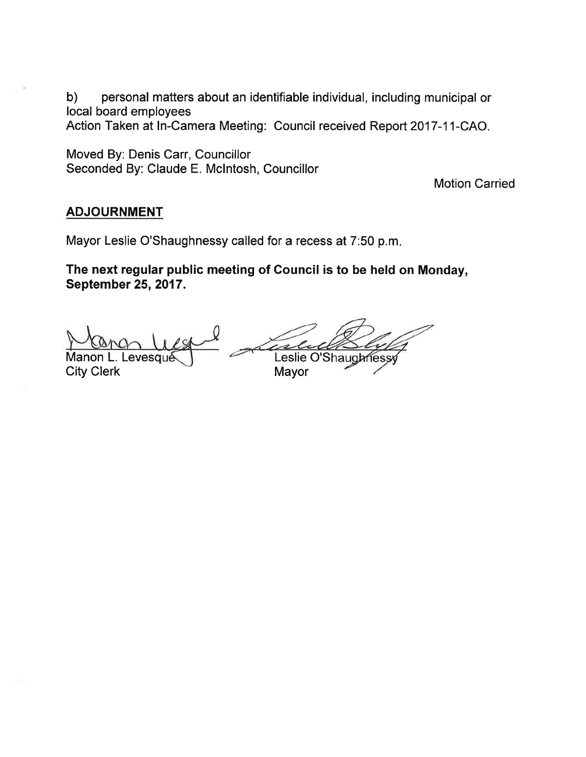b) personal matters about an identifiable individual, including municipal or local board employees
Action Taken at In-Camera Meeting: Council received Report 2017-11-CAO.

Moved By: Denis Carr, Councillor
Seconded By: Claude E. McIntosh, Councillor

Motion Carried

## ADJOURNMENT

Mayor Leslie O'Shaughnessy called for a recess at 7:50 p.m.

**The next regular public meeting of Council is to be held on Monday, September 25, 2017.**

Manon L. Levesque
City Clerk

Leslie O'Shaughnessy
Mayor